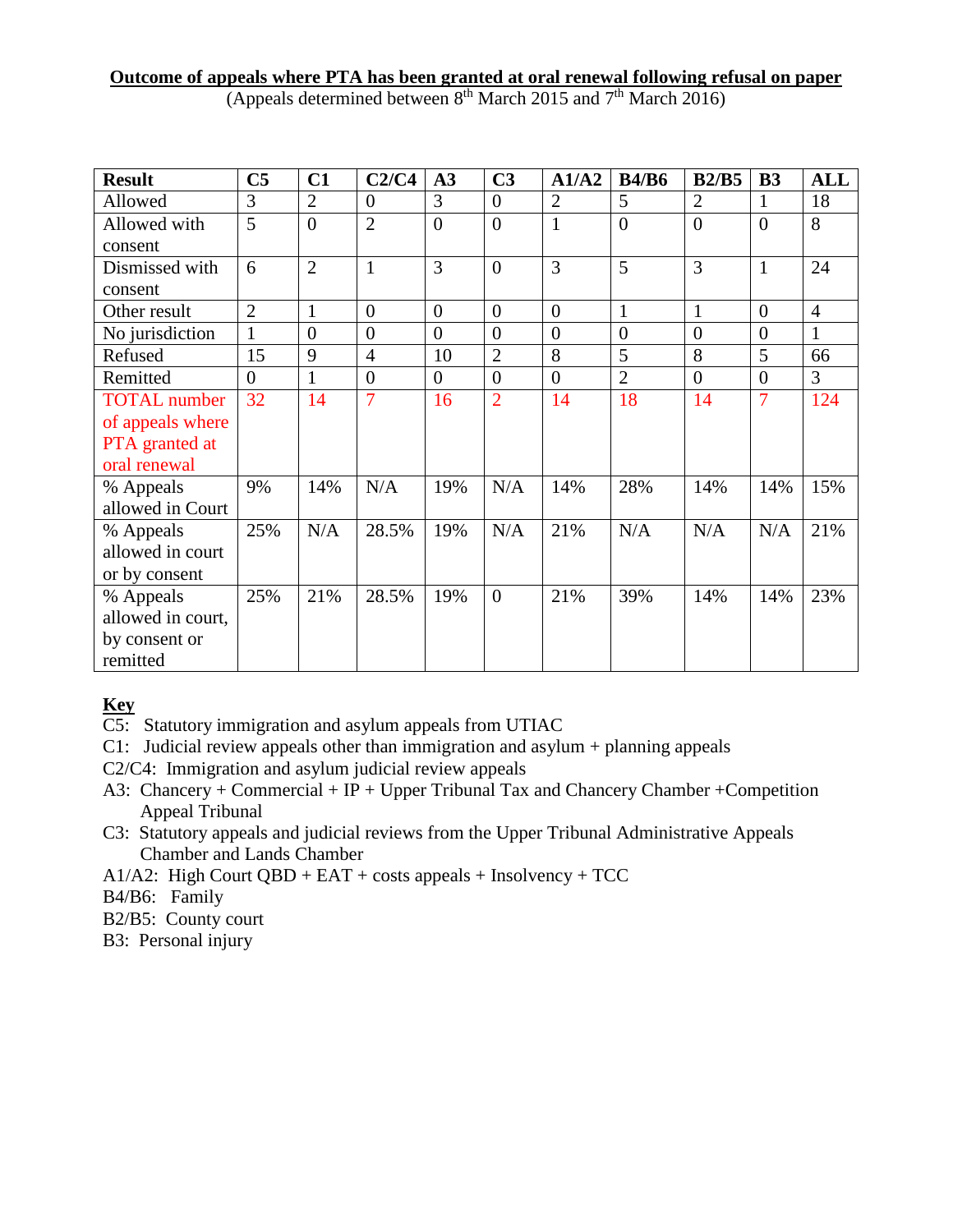**Outcome of appeals where PTA has been granted at oral renewal following refusal on paper**

(Appeals determined between 8th March 2015 and 7th March 2016)

| Result | C5 | C1 | C2/C4 | A3 | C3 | A1/A2 | B4/B6 | B2/B5 | B3 | ALL |
|---|---|---|---|---|---|---|---|---|---|---|
| Allowed | 3 | 2 | 0 | 3 | 0 | 2 | 5 | 2 | 1 | 18 |
| Allowed with consent | 5 | 0 | 2 | 0 | 0 | 1 | 0 | 0 | 0 | 8 |
| Dismissed with consent | 6 | 2 | 1 | 3 | 0 | 3 | 5 | 3 | 1 | 24 |
| Other result | 2 | 1 | 0 | 0 | 0 | 0 | 1 | 1 | 0 | 4 |
| No jurisdiction | 1 | 0 | 0 | 0 | 0 | 0 | 0 | 0 | 0 | 1 |
| Refused | 15 | 9 | 4 | 10 | 2 | 8 | 5 | 8 | 5 | 66 |
| Remitted | 0 | 1 | 0 | 0 | 0 | 0 | 2 | 0 | 0 | 3 |
| TOTAL number of appeals where PTA granted at oral renewal | 32 | 14 | 7 | 16 | 2 | 14 | 18 | 14 | 7 | 124 |
| % Appeals allowed in Court | 9% | 14% | N/A | 19% | N/A | 14% | 28% | 14% | 14% | 15% |
| % Appeals allowed in court or by consent | 25% | N/A | 28.5% | 19% | N/A | 21% | N/A | N/A | N/A | 21% |
| % Appeals allowed in court, by consent or remitted | 25% | 21% | 28.5% | 19% | 0 | 21% | 39% | 14% | 14% | 23% |

**Key**

C5: Statutory immigration and asylum appeals from UTIAC

C1: Judicial review appeals other than immigration and asylum + planning appeals

C2/C4: Immigration and asylum judicial review appeals

A3: Chancery + Commercial + IP + Upper Tribunal Tax and Chancery Chamber +Competition Appeal Tribunal

C3: Statutory appeals and judicial reviews from the Upper Tribunal Administrative Appeals Chamber and Lands Chamber

A1/A2: High Court QBD + EAT + costs appeals + Insolvency + TCC

B4/B6: Family

B2/B5: County court

B3: Personal injury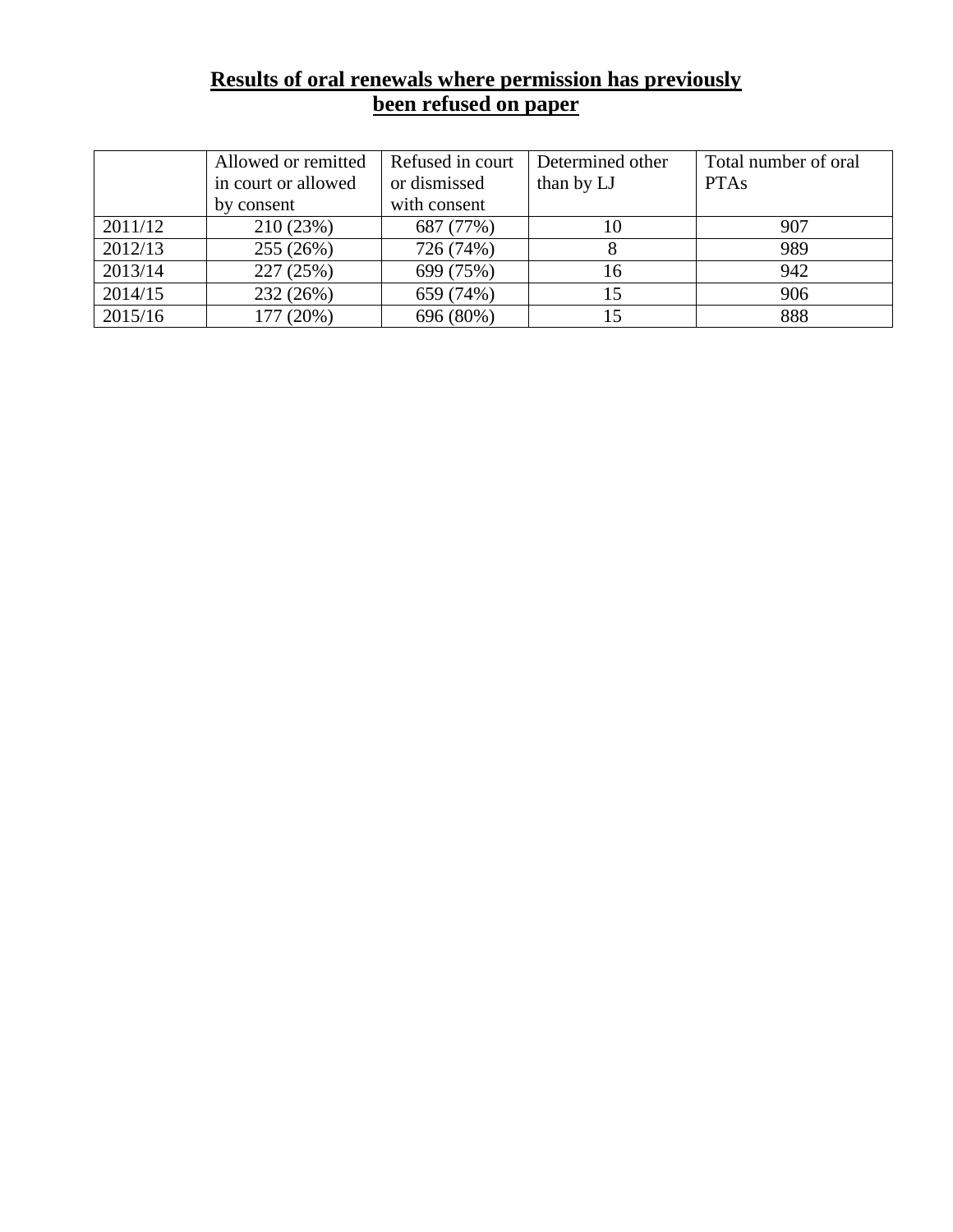## Results of oral renewals where permission has previously been refused on paper

| | Allowed or remitted in court or allowed by consent | Refused in court or dismissed with consent | Determined other than by LJ | Total number of oral PTAs |
|---|---|---|---|---|
| 2011/12 | 210 (23%) | 687 (77%) | 10 | 907 |
| 2012/13 | 255 (26%) | 726 (74%) | 8 | 989 |
| 2013/14 | 227 (25%) | 699 (75%) | 16 | 942 |
| 2014/15 | 232 (26%) | 659 (74%) | 15 | 906 |
| 2015/16 | 177 (20%) | 696 (80%) | 15 | 888 |